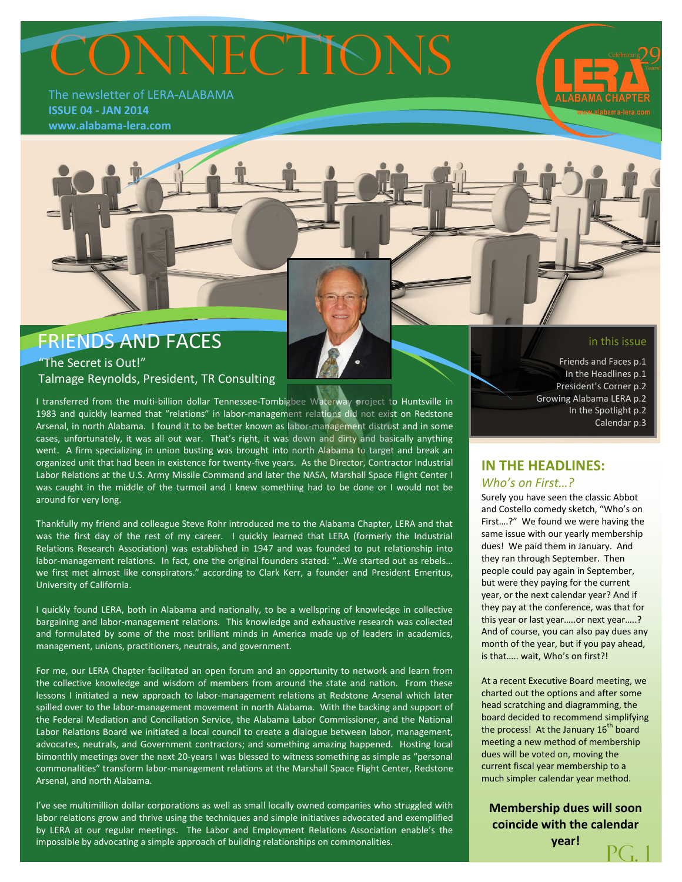# CONNECTIONS

The newsletter of LERA-ALABAMA
**ISSUE 04 - JAN 2014**
**www.alabama-lera.com**

LERA ALABAMA CHAPTER — Celebrating 29 Years! — www.alabama-lera.com

## FRIENDS AND FACES

"The Secret is Out!"
Talmage Reynolds, President, TR Consulting

I transferred from the multi-billion dollar Tennessee-Tombigbee Waterway project to Huntsville in 1983 and quickly learned that "relations" in labor-management relations did not exist on Redstone Arsenal, in north Alabama. I found it to be better known as labor-management distrust and in some cases, unfortunately, it was all out war. That's right, it was down and dirty and basically anything went. A firm specializing in union busting was brought into north Alabama to target and break an organized unit that had been in existence for twenty-five years. As the Director, Contractor Industrial Labor Relations at the U.S. Army Missile Command and later the NASA, Marshall Space Flight Center I was caught in the middle of the turmoil and I knew something had to be done or I would not be around for very long.

Thankfully my friend and colleague Steve Rohr introduced me to the Alabama Chapter, LERA and that was the first day of the rest of my career. I quickly learned that LERA (formerly the Industrial Relations Research Association) was established in 1947 and was founded to put relationship into labor-management relations. In fact, one the original founders stated: "…We started out as rebels… we first met almost like conspirators." according to Clark Kerr, a founder and President Emeritus, University of California.

I quickly found LERA, both in Alabama and nationally, to be a wellspring of knowledge in collective bargaining and labor-management relations. This knowledge and exhaustive research was collected and formulated by some of the most brilliant minds in America made up of leaders in academics, management, unions, practitioners, neutrals, and government.

For me, our LERA Chapter facilitated an open forum and an opportunity to network and learn from the collective knowledge and wisdom of members from around the state and nation. From these lessons I initiated a new approach to labor-management relations at Redstone Arsenal which later spilled over to the labor-management movement in north Alabama. With the backing and support of the Federal Mediation and Conciliation Service, the Alabama Labor Commissioner, and the National Labor Relations Board we initiated a local council to create a dialogue between labor, management, advocates, neutrals, and Government contractors; and something amazing happened. Hosting local bimonthly meetings over the next 20-years I was blessed to witness something as simple as "personal commonalities" transform labor-management relations at the Marshall Space Flight Center, Redstone Arsenal, and north Alabama.

I've see multimillion dollar corporations as well as small locally owned companies who struggled with labor relations grow and thrive using the techniques and simple initiatives advocated and exemplified by LERA at our regular meetings. The Labor and Employment Relations Association enable's the impossible by advocating a simple approach of building relationships on commonalities.

### in this issue

- Friends and Faces p.1
- In the Headlines p.1
- President's Corner p.2
- Growing Alabama LERA p.2
- In the Spotlight p.2
- Calendar p.3

## IN THE HEADLINES:

*Who's on First…?*

Surely you have seen the classic Abbot and Costello comedy sketch, "Who's on First….?" We found we were having the same issue with our yearly membership dues! We paid them in January. And they ran through September. Then people could pay again in September, but were they paying for the current year, or the next calendar year? And if they pay at the conference, was that for this year or last year…..or next year…..? And of course, you can also pay dues any month of the year, but if you pay ahead, is that….. wait, Who's on first?!

At a recent Executive Board meeting, we charted out the options and after some head scratching and diagramming, the board decided to recommend simplifying the process! At the January 16th board meeting a new method of membership dues will be voted on, moving the current fiscal year membership to a much simpler calendar year method.

**Membership dues will soon coincide with the calendar year!**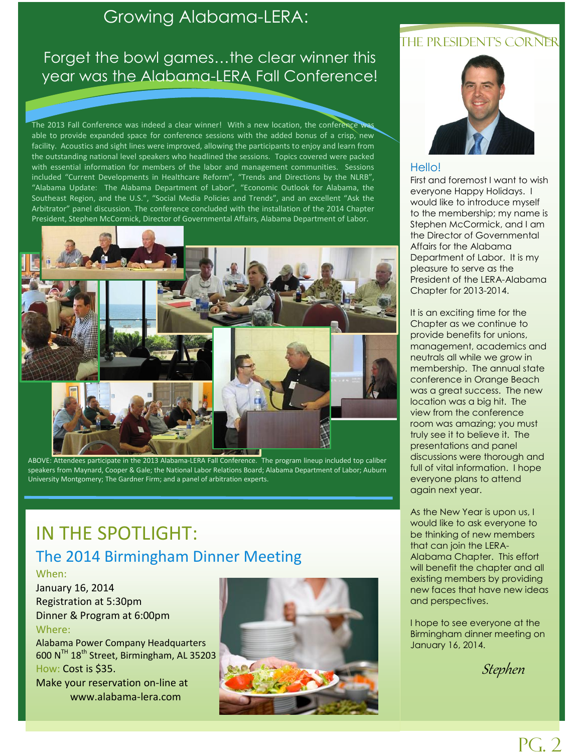# Growing Alabama-LERA:

## Forget the bowl games…the clear winner this year was the Alabama-LERA Fall Conference!

The 2013 Fall Conference was indeed a clear winner! With a new location, the conference was able to provide expanded space for conference sessions with the added bonus of a crisp, new facility. Acoustics and sight lines were improved, allowing the participants to enjoy and learn from the outstanding national level speakers who headlined the sessions. Topics covered were packed with essential information for members of the labor and management communities. Sessions included "Current Developments in Healthcare Reform", "Trends and Directions by the NLRB", "Alabama Update: The Alabama Department of Labor", "Economic Outlook for Alabama, the Southeast Region, and the U.S.", "Social Media Policies and Trends", and an excellent "Ask the Arbitrator" panel discussion. The conference concluded with the installation of the 2014 Chapter President, Stephen McCormick, Director of Governmental Affairs, Alabama Department of Labor.

ABOVE: Attendees participate in the 2013 Alabama-LERA Fall Conference. The program lineup included top caliber speakers from Maynard, Cooper & Gale; the National Labor Relations Board; Alabama Department of Labor; Auburn University Montgomery; The Gardner Firm; and a panel of arbitration experts.

## IN THE SPOTLIGHT:

### The 2014 Birmingham Dinner Meeting

When:

January 16, 2014
Registration at 5:30pm
Dinner & Program at 6:00pm

Where:

Alabama Power Company Headquarters
600 N[TH] 18[th] Street, Birmingham, AL 35203

How: Cost is $35.

Make your reservation on-line at www.alabama-lera.com

## THE PRESIDENT'S CORNER

### Hello!

First and foremost I want to wish everyone Happy Holidays. I would like to introduce myself to the membership; my name is Stephen McCormick, and I am the Director of Governmental Affairs for the Alabama Department of Labor. It is my pleasure to serve as the President of the LERA-Alabama Chapter for 2013-2014.

It is an exciting time for the Chapter as we continue to provide benefits for unions, management, academics and neutrals all while we grow in membership. The annual state conference in Orange Beach was a great success. The new location was a big hit. The view from the conference room was amazing; you must truly see it to believe it. The presentations and panel discussions were thorough and full of vital information. I hope everyone plans to attend again next year.

As the New Year is upon us, I would like to ask everyone to be thinking of new members that can join the LERA-Alabama Chapter. This effort will benefit the chapter and all existing members by providing new faces that have new ideas and perspectives.

I hope to see everyone at the Birmingham dinner meeting on January 16, 2014.

*Stephen*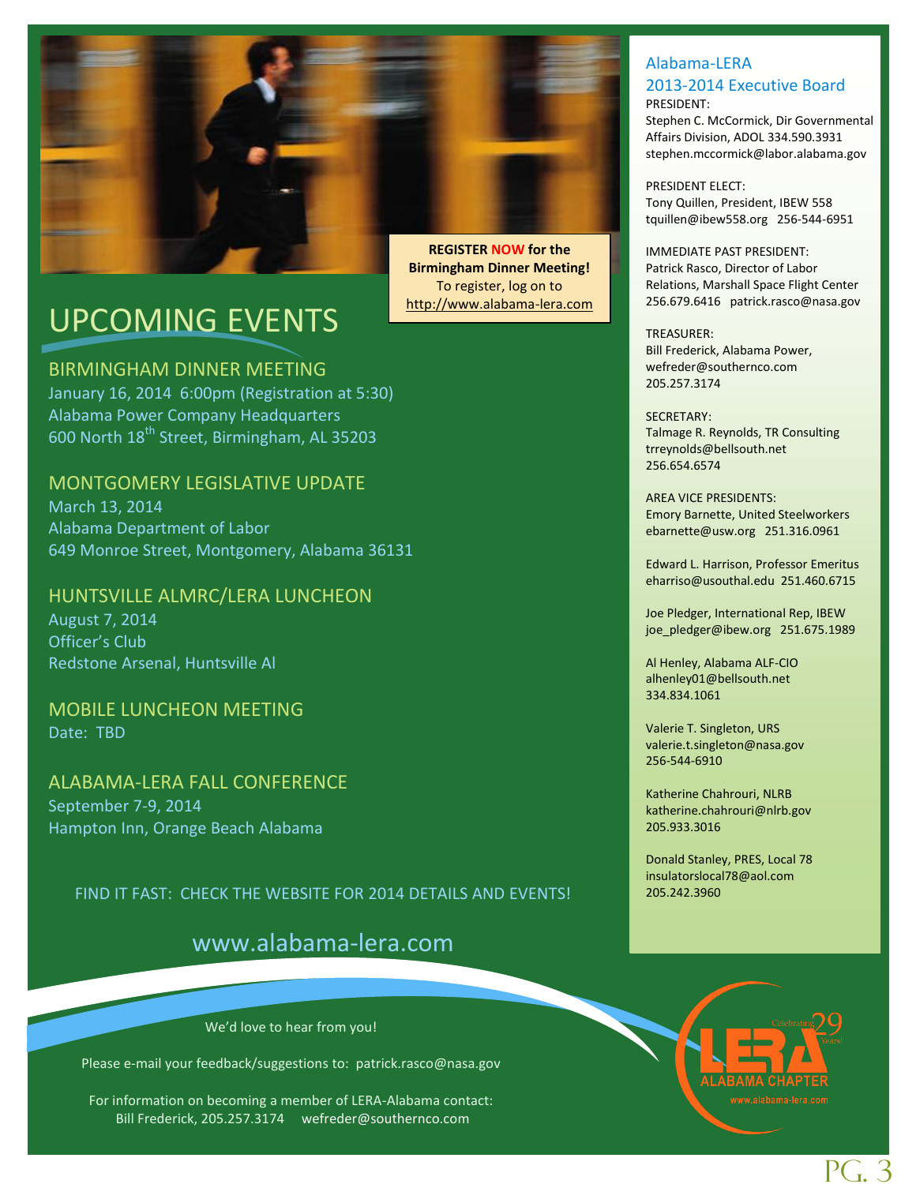**REGISTER NOW for the Birmingham Dinner Meeting!**
To register, log on to
http://www.alabama-lera.com

# UPCOMING EVENTS

## BIRMINGHAM DINNER MEETING

January 16, 2014 6:00pm (Registration at 5:30)
Alabama Power Company Headquarters
600 North 18th Street, Birmingham, AL 35203

## MONTGOMERY LEGISLATIVE UPDATE

March 13, 2014
Alabama Department of Labor
649 Monroe Street, Montgomery, Alabama 36131

## HUNTSVILLE ALMRC/LERA LUNCHEON

August 7, 2014
Officer's Club
Redstone Arsenal, Huntsville Al

## MOBILE LUNCHEON MEETING

Date: TBD

## ALABAMA-LERA FALL CONFERENCE

September 7-9, 2014
Hampton Inn, Orange Beach Alabama

FIND IT FAST: CHECK THE WEBSITE FOR 2014 DETAILS AND EVENTS!

www.alabama-lera.com

We'd love to hear from you!

Please e-mail your feedback/suggestions to: patrick.rasco@nasa.gov

For information on becoming a member of LERA-Alabama contact:
Bill Frederick, 205.257.3174 wefreder@southernco.com

## Alabama-LERA 2013-2014 Executive Board

PRESIDENT:
Stephen C. McCormick, Dir Governmental Affairs Division, ADOL 334.590.3931
stephen.mccormick@labor.alabama.gov

PRESIDENT ELECT:
Tony Quillen, President, IBEW 558
tquillen@ibew558.org 256-544-6951

IMMEDIATE PAST PRESIDENT:
Patrick Rasco, Director of Labor Relations, Marshall Space Flight Center
256.679.6416 patrick.rasco@nasa.gov

TREASURER:
Bill Frederick, Alabama Power,
wefreder@southernco.com
205.257.3174

SECRETARY:
Talmage R. Reynolds, TR Consulting
trreynolds@bellsouth.net
256.654.6574

AREA VICE PRESIDENTS:
Emory Barnette, United Steelworkers
ebarnette@usw.org 251.316.0961

Edward L. Harrison, Professor Emeritus
eharriso@usouthal.edu 251.460.6715

Joe Pledger, International Rep, IBEW
joe_pledger@ibew.org 251.675.1989

Al Henley, Alabama ALF-CIO
alhenley01@bellsouth.net
334.834.1061

Valerie T. Singleton, URS
valerie.t.singleton@nasa.gov
256-544-6910

Katherine Chahrouri, NLRB
katherine.chahrouri@nlrb.gov
205.933.3016

Donald Stanley, PRES, Local 78
insulatorslocal78@aol.com
205.242.3960

Celebrating 29 Years!
LERA
ALABAMA CHAPTER
www.alabama-lera.com